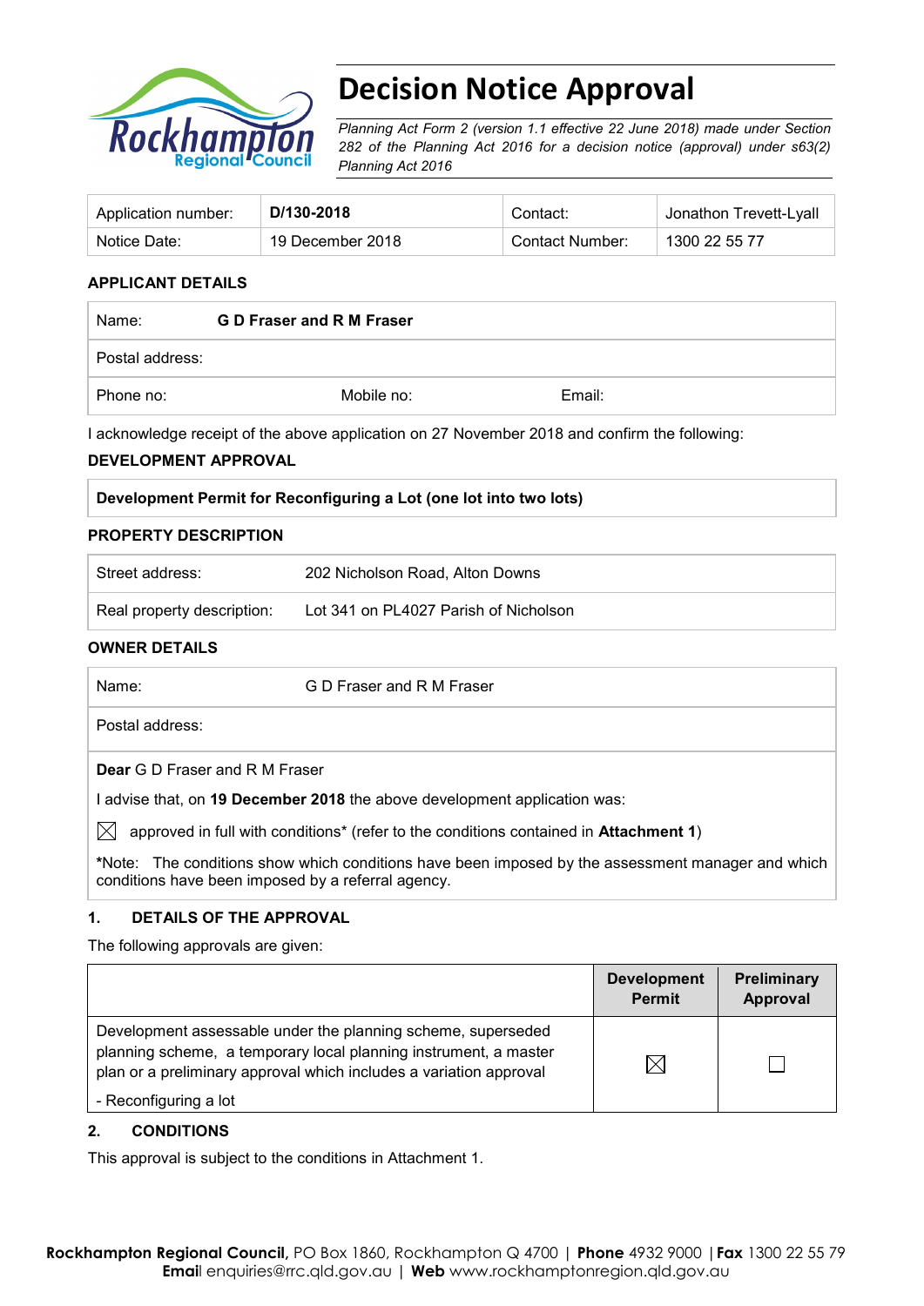# Decision Notice Approval

*Planning Act Form 2 (version 1.1 effective 22 June 2018) made under Section 282 of the Planning Act 2016 for a decision notice (approval) under s63(2) Planning Act 2016*

| Application number: | **D/130-2018** | Contact: | Jonathon Trevett-Lyall |
|---|---|---|---|
| Notice Date: | 19 December 2018 | Contact Number: | 1300 22 55 77 |

### APPLICANT DETAILS

| Name: | **G D Fraser and R M Fraser** | | |
|---|---|---|---|
| Postal address: | | | |
| Phone no: | Mobile no: | Email: | |

I acknowledge receipt of the above application on 27 November 2018 and confirm the following:

### DEVELOPMENT APPROVAL

**Development Permit for Reconfiguring a Lot (one lot into two lots)**

### PROPERTY DESCRIPTION

| Street address: | 202 Nicholson Road, Alton Downs |
|---|---|
| Real property description: | Lot 341 on PL4027 Parish of Nicholson |

### OWNER DETAILS

| Name: | G D Fraser and R M Fraser |
|---|---|
| Postal address: | |

**Dear** G D Fraser and R M Fraser

I advise that, on **19 December 2018** the above development application was:

☒ approved in full with conditions* (refer to the conditions contained in **Attachment 1**)

***Note:** The conditions show which conditions have been imposed by the assessment manager and which conditions have been imposed by a referral agency.

### 1. DETAILS OF THE APPROVAL

The following approvals are given:

| | Development Permit | Preliminary Approval |
|---|---|---|
| Development assessable under the planning scheme, superseded planning scheme, a temporary local planning instrument, a master plan or a preliminary approval which includes a variation approval<br>- Reconfiguring a lot | ☒ | ☐ |

### 2. CONDITIONS

This approval is subject to the conditions in Attachment 1.

**Rockhampton Regional Council**, PO Box 1860, Rockhampton Q 4700 | **Phone** 4932 9000 | **Fax** 1300 22 55 79
**Email** enquiries@rrc.qld.gov.au | **Web** www.rockhamptonregion.qld.gov.au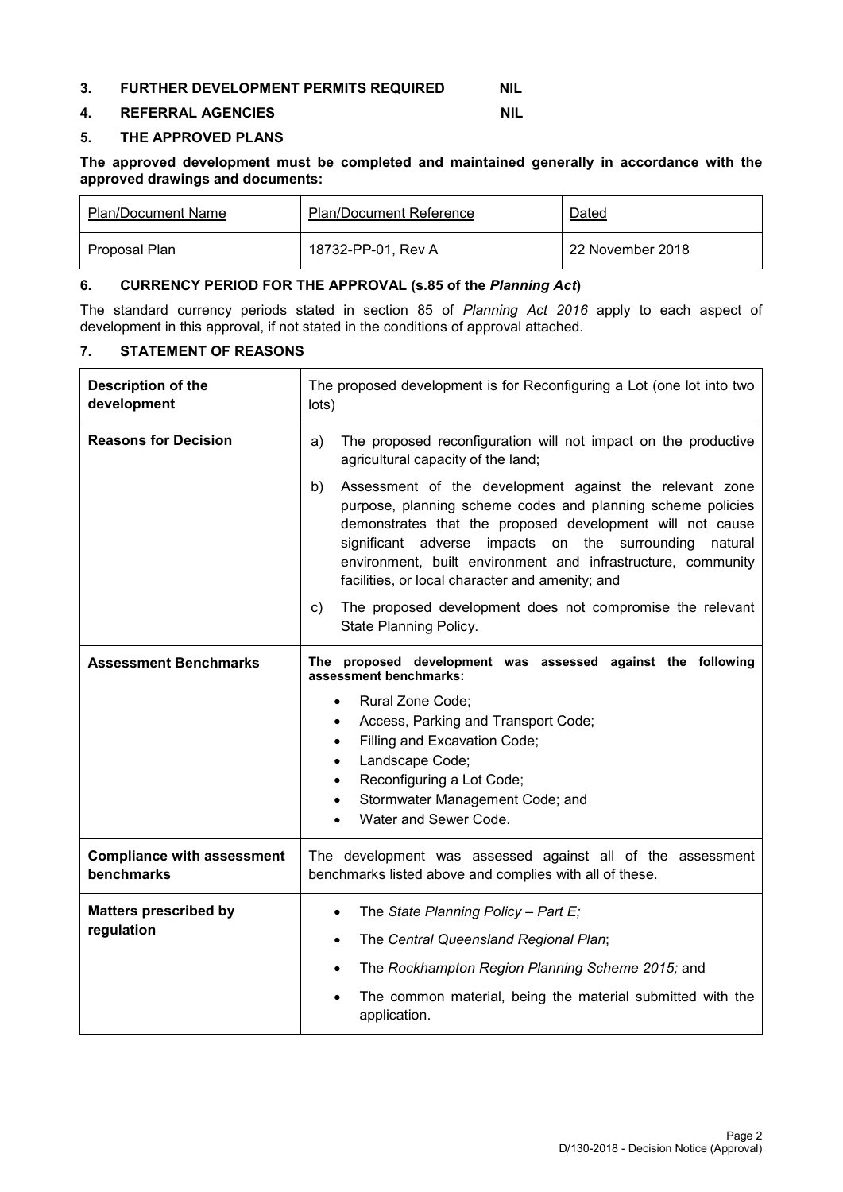## 3. FURTHER DEVELOPMENT PERMITS REQUIRED NIL

## 4. REFERRAL AGENCIES NIL

## 5. THE APPROVED PLANS

**The approved development must be completed and maintained generally in accordance with the approved drawings and documents:**

| Plan/Document Name | Plan/Document Reference | Dated |
|---|---|---|
| Proposal Plan | 18732-PP-01, Rev A | 22 November 2018 |

## 6. CURRENCY PERIOD FOR THE APPROVAL (s.85 of the *Planning Act*)

The standard currency periods stated in section 85 of *Planning Act 2016* apply to each aspect of development in this approval, if not stated in the conditions of approval attached.

## 7. STATEMENT OF REASONS

| | |
|---|---|
| **Description of the development** | The proposed development is for Reconfiguring a Lot (one lot into two lots) |
| **Reasons for Decision** | a) The proposed reconfiguration will not impact on the productive agricultural capacity of the land;<br>b) Assessment of the development against the relevant zone purpose, planning scheme codes and planning scheme policies demonstrates that the proposed development will not cause significant adverse impacts on the surrounding natural environment, built environment and infrastructure, community facilities, or local character and amenity; and<br>c) The proposed development does not compromise the relevant State Planning Policy. |
| **Assessment Benchmarks** | **The proposed development was assessed against the following assessment benchmarks:**<br>• Rural Zone Code;<br>• Access, Parking and Transport Code;<br>• Filling and Excavation Code;<br>• Landscape Code;<br>• Reconfiguring a Lot Code;<br>• Stormwater Management Code; and<br>• Water and Sewer Code. |
| **Compliance with assessment benchmarks** | The development was assessed against all of the assessment benchmarks listed above and complies with all of these. |
| **Matters prescribed by regulation** | • The *State Planning Policy – Part E;*<br>• The *Central Queensland Regional Plan*;<br>• The *Rockhampton Region Planning Scheme 2015;* and<br>• The common material, being the material submitted with the application. |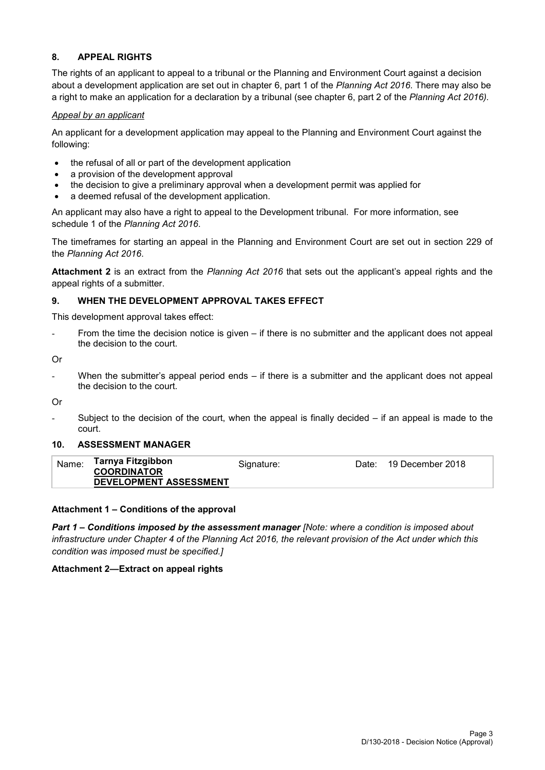## 8. APPEAL RIGHTS

The rights of an applicant to appeal to a tribunal or the Planning and Environment Court against a decision about a development application are set out in chapter 6, part 1 of the *Planning Act 2016*. There may also be a right to make an application for a declaration by a tribunal (see chapter 6, part 2 of the *Planning Act 2016).*

*Appeal by an applicant*

An applicant for a development application may appeal to the Planning and Environment Court against the following:

- the refusal of all or part of the development application
- a provision of the development approval
- the decision to give a preliminary approval when a development permit was applied for
- a deemed refusal of the development application.

An applicant may also have a right to appeal to the Development tribunal. For more information, see schedule 1 of the *Planning Act 2016*.

The timeframes for starting an appeal in the Planning and Environment Court are set out in section 229 of the *Planning Act 2016*.

**Attachment 2** is an extract from the *Planning Act 2016* that sets out the applicant's appeal rights and the appeal rights of a submitter.

## 9. WHEN THE DEVELOPMENT APPROVAL TAKES EFFECT

This development approval takes effect:

- From the time the decision notice is given – if there is no submitter and the applicant does not appeal the decision to the court.

Or

- When the submitter's appeal period ends – if there is a submitter and the applicant does not appeal the decision to the court.

Or

- Subject to the decision of the court, when the appeal is finally decided – if an appeal is made to the court.

## 10. ASSESSMENT MANAGER

| Name: | **Tarnya Fitzgibbon** **COORDINATOR DEVELOPMENT ASSESSMENT** | Signature: | | Date: | 19 December 2018 |
|---|---|---|---|---|---|

**Attachment 1 – Conditions of the approval**

***Part 1 – Conditions imposed by the assessment manager*** *[Note: where a condition is imposed about infrastructure under Chapter 4 of the Planning Act 2016, the relevant provision of the Act under which this condition was imposed must be specified.]*

**Attachment 2—Extract on appeal rights**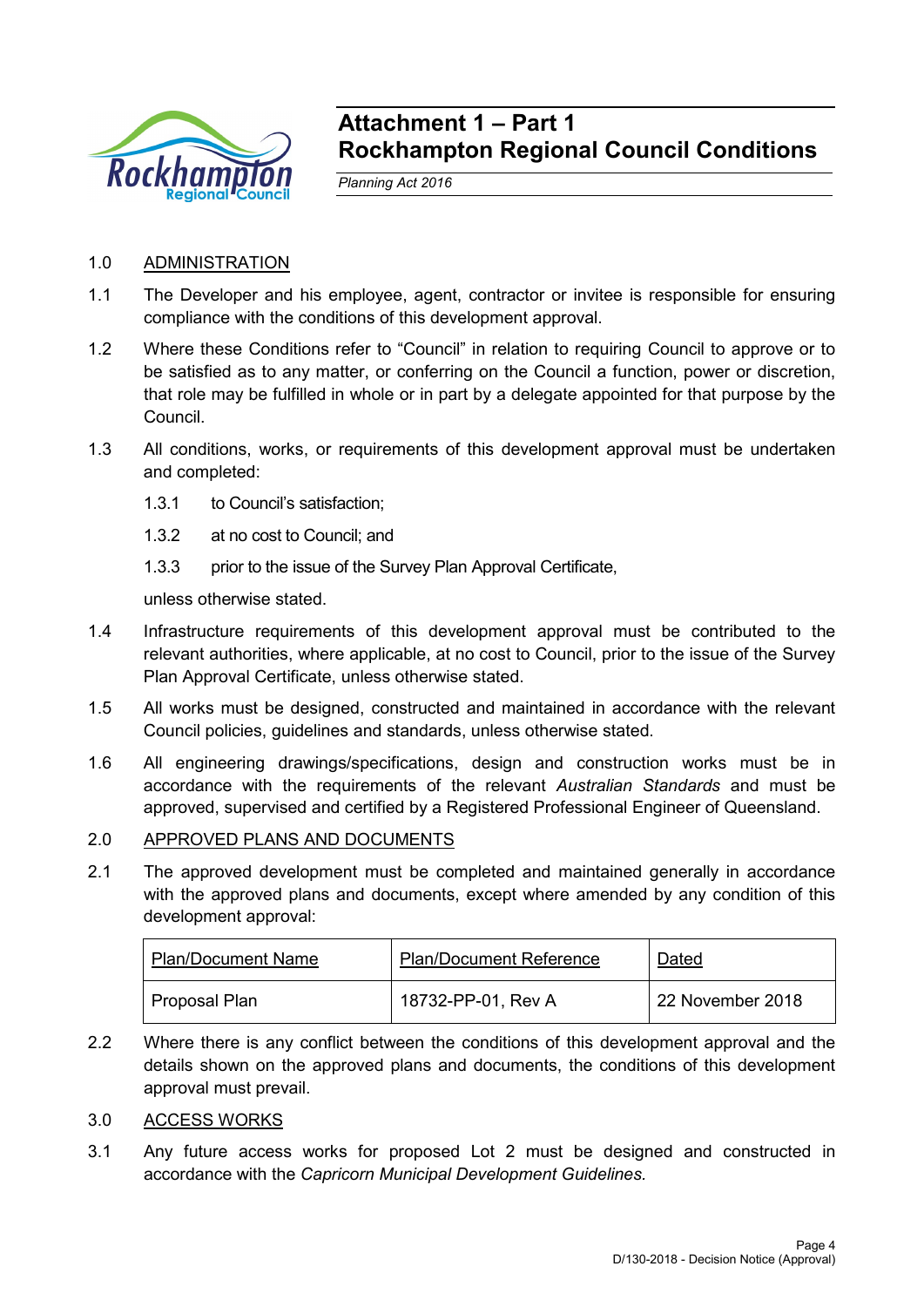# Attachment 1 – Part 1
# Rockhampton Regional Council Conditions

*Planning Act 2016*

1.0 ADMINISTRATION

1.1 The Developer and his employee, agent, contractor or invitee is responsible for ensuring compliance with the conditions of this development approval.

1.2 Where these Conditions refer to "Council" in relation to requiring Council to approve or to be satisfied as to any matter, or conferring on the Council a function, power or discretion, that role may be fulfilled in whole or in part by a delegate appointed for that purpose by the Council.

1.3 All conditions, works, or requirements of this development approval must be undertaken and completed:

1.3.1 to Council's satisfaction;

1.3.2 at no cost to Council; and

1.3.3 prior to the issue of the Survey Plan Approval Certificate,

unless otherwise stated.

1.4 Infrastructure requirements of this development approval must be contributed to the relevant authorities, where applicable, at no cost to Council, prior to the issue of the Survey Plan Approval Certificate, unless otherwise stated.

1.5 All works must be designed, constructed and maintained in accordance with the relevant Council policies, guidelines and standards, unless otherwise stated.

1.6 All engineering drawings/specifications, design and construction works must be in accordance with the requirements of the relevant *Australian Standards* and must be approved, supervised and certified by a Registered Professional Engineer of Queensland.

2.0 APPROVED PLANS AND DOCUMENTS

2.1 The approved development must be completed and maintained generally in accordance with the approved plans and documents, except where amended by any condition of this development approval:

| Plan/Document Name | Plan/Document Reference | Dated |
|---|---|---|
| Proposal Plan | 18732-PP-01, Rev A | 22 November 2018 |

2.2 Where there is any conflict between the conditions of this development approval and the details shown on the approved plans and documents, the conditions of this development approval must prevail.

3.0 ACCESS WORKS

3.1 Any future access works for proposed Lot 2 must be designed and constructed in accordance with the *Capricorn Municipal Development Guidelines.*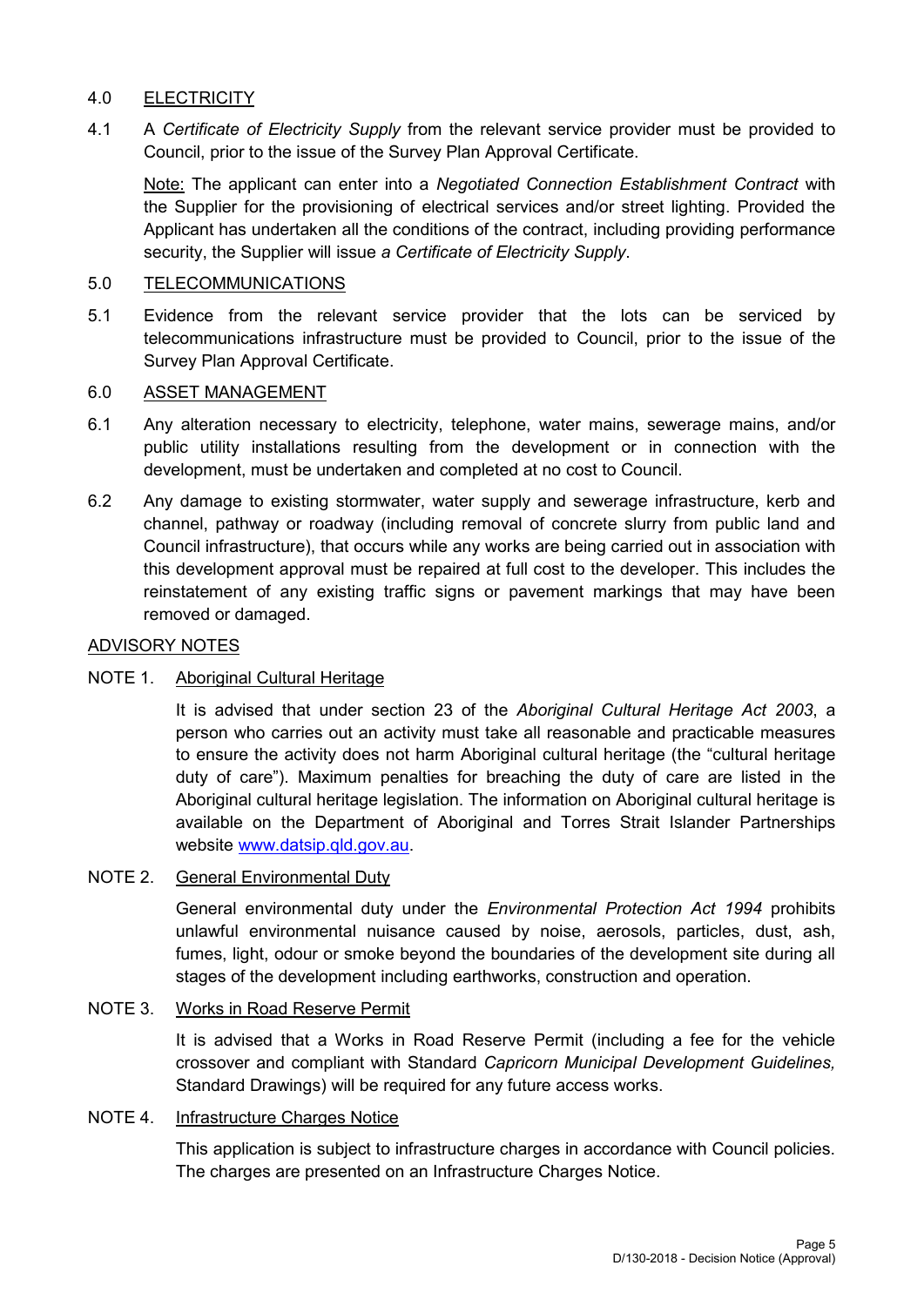4.0 ELECTRICITY

4.1 A *Certificate of Electricity Supply* from the relevant service provider must be provided to Council, prior to the issue of the Survey Plan Approval Certificate.

Note: The applicant can enter into a *Negotiated Connection Establishment Contract* with the Supplier for the provisioning of electrical services and/or street lighting. Provided the Applicant has undertaken all the conditions of the contract, including providing performance security, the Supplier will issue *a Certificate of Electricity Supply*.

5.0 TELECOMMUNICATIONS

5.1 Evidence from the relevant service provider that the lots can be serviced by telecommunications infrastructure must be provided to Council, prior to the issue of the Survey Plan Approval Certificate.

6.0 ASSET MANAGEMENT

6.1 Any alteration necessary to electricity, telephone, water mains, sewerage mains, and/or public utility installations resulting from the development or in connection with the development, must be undertaken and completed at no cost to Council.

6.2 Any damage to existing stormwater, water supply and sewerage infrastructure, kerb and channel, pathway or roadway (including removal of concrete slurry from public land and Council infrastructure), that occurs while any works are being carried out in association with this development approval must be repaired at full cost to the developer. This includes the reinstatement of any existing traffic signs or pavement markings that may have been removed or damaged.

ADVISORY NOTES

NOTE 1. Aboriginal Cultural Heritage

It is advised that under section 23 of the *Aboriginal Cultural Heritage Act 2003*, a person who carries out an activity must take all reasonable and practicable measures to ensure the activity does not harm Aboriginal cultural heritage (the "cultural heritage duty of care"). Maximum penalties for breaching the duty of care are listed in the Aboriginal cultural heritage legislation. The information on Aboriginal cultural heritage is available on the Department of Aboriginal and Torres Strait Islander Partnerships website www.datsip.qld.gov.au.

NOTE 2. General Environmental Duty

General environmental duty under the *Environmental Protection Act 1994* prohibits unlawful environmental nuisance caused by noise, aerosols, particles, dust, ash, fumes, light, odour or smoke beyond the boundaries of the development site during all stages of the development including earthworks, construction and operation.

NOTE 3. Works in Road Reserve Permit

It is advised that a Works in Road Reserve Permit (including a fee for the vehicle crossover and compliant with Standard *Capricorn Municipal Development Guidelines,* Standard Drawings) will be required for any future access works.

NOTE 4. Infrastructure Charges Notice

This application is subject to infrastructure charges in accordance with Council policies. The charges are presented on an Infrastructure Charges Notice.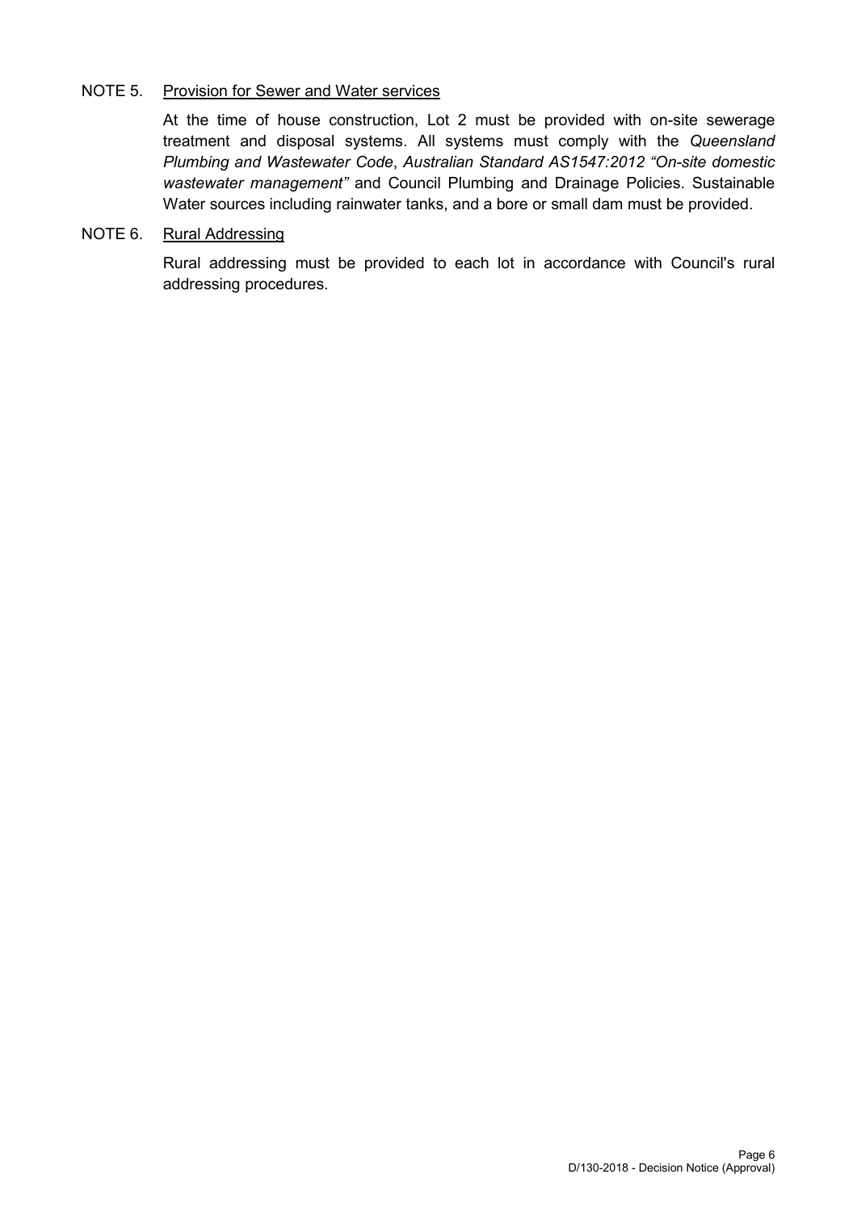NOTE 5. <u>Provision for Sewer and Water services</u>

At the time of house construction, Lot 2 must be provided with on-site sewerage treatment and disposal systems. All systems must comply with the *Queensland Plumbing and Wastewater Code*, *Australian Standard AS1547:2012 "On-site domestic wastewater management"* and Council Plumbing and Drainage Policies. Sustainable Water sources including rainwater tanks, and a bore or small dam must be provided.

NOTE 6. <u>Rural Addressing</u>

Rural addressing must be provided to each lot in accordance with Council's rural addressing procedures.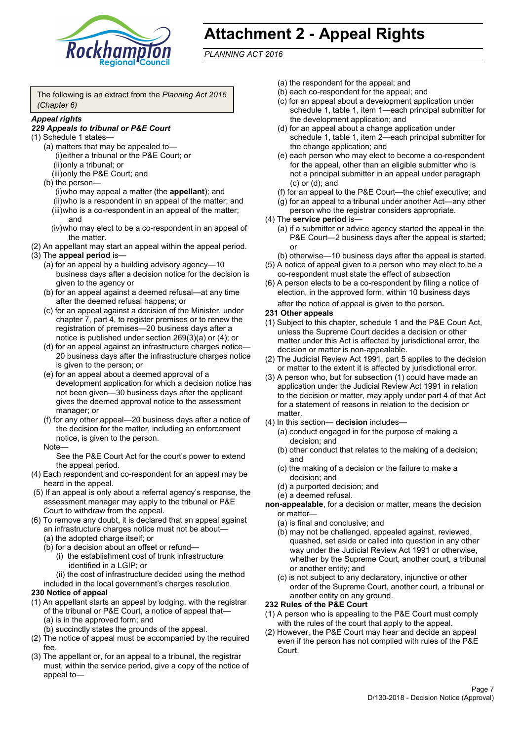# Attachment 2 - Appeal Rights

*PLANNING ACT 2016*

The following is an extract from the *Planning Act 2016 (Chapter 6)*

***Appeal rights***

***229 Appeals to tribunal or P&E Court***

(1) Schedule 1 states—

(a) matters that may be appealed to—

(i) either a tribunal or the P&E Court; or

(ii) only a tribunal; or

(iii) only the P&E Court; and

(b) the person—

(i) who may appeal a matter (the **appellant**); and

(ii) who is a respondent in an appeal of the matter; and

(iii) who is a co-respondent in an appeal of the matter; and

(iv) who may elect to be a co-respondent in an appeal of the matter.

(2) An appellant may start an appeal within the appeal period.

(3) The **appeal period** is—

(a) for an appeal by a building advisory agency—10 business days after a decision notice for the decision is given to the agency or

(b) for an appeal against a deemed refusal—at any time after the deemed refusal happens; or

(c) for an appeal against a decision of the Minister, under chapter 7, part 4, to register premises or to renew the registration of premises—20 business days after a notice is published under section 269(3)(a) or (4); or

(d) for an appeal against an infrastructure charges notice—20 business days after the infrastructure charges notice is given to the person; or

(e) for an appeal about a deemed approval of a development application for which a decision notice has not been given—30 business days after the applicant gives the deemed approval notice to the assessment manager; or

(f) for any other appeal—20 business days after a notice of the decision for the matter, including an enforcement notice, is given to the person.

Note—

See the P&E Court Act for the court's power to extend the appeal period.

(4) Each respondent and co-respondent for an appeal may be heard in the appeal.

(5) If an appeal is only about a referral agency's response, the assessment manager may apply to the tribunal or P&E Court to withdraw from the appeal.

(6) To remove any doubt, it is declared that an appeal against an infrastructure charges notice must not be about—

(a) the adopted charge itself; or

(b) for a decision about an offset or refund—

(i) the establishment cost of trunk infrastructure identified in a LGIP; or

(ii) the cost of infrastructure decided using the method included in the local government's charges resolution.

**230 Notice of appeal**

(1) An appellant starts an appeal by lodging, with the registrar of the tribunal or P&E Court, a notice of appeal that—

(a) is in the approved form; and

(b) succinctly states the grounds of the appeal.

(2) The notice of appeal must be accompanied by the required fee.

(3) The appellant or, for an appeal to a tribunal, the registrar must, within the service period, give a copy of the notice of appeal to—

(a) the respondent for the appeal; and

(b) each co-respondent for the appeal; and

(c) for an appeal about a development application under schedule 1, table 1, item 1—each principal submitter for the development application; and

(d) for an appeal about a change application under schedule 1, table 1, item 2—each principal submitter for the change application; and

(e) each person who may elect to become a co-respondent for the appeal, other than an eligible submitter who is not a principal submitter in an appeal under paragraph (c) or (d); and

(f) for an appeal to the P&E Court—the chief executive; and

(g) for an appeal to a tribunal under another Act—any other person who the registrar considers appropriate.

(4) The **service period** is—

(a) if a submitter or advice agency started the appeal in the P&E Court—2 business days after the appeal is started; or

(b) otherwise—10 business days after the appeal is started.

(5) A notice of appeal given to a person who may elect to be a co-respondent must state the effect of subsection

(6) A person elects to be a co-respondent by filing a notice of election, in the approved form, within 10 business days after the notice of appeal is given to the person.

**231 Other appeals**

(1) Subject to this chapter, schedule 1 and the P&E Court Act, unless the Supreme Court decides a decision or other matter under this Act is affected by jurisdictional error, the decision or matter is non-appealable.

(2) The Judicial Review Act 1991, part 5 applies to the decision or matter to the extent it is affected by jurisdictional error.

(3) A person who, but for subsection (1) could have made an application under the Judicial Review Act 1991 in relation to the decision or matter, may apply under part 4 of that Act for a statement of reasons in relation to the decision or matter.

(4) In this section— **decision** includes—

(a) conduct engaged in for the purpose of making a decision; and

(b) other conduct that relates to the making of a decision; and

(c) the making of a decision or the failure to make a decision; and

(d) a purported decision; and

(e) a deemed refusal.

**non-appealable**, for a decision or matter, means the decision or matter—

(a) is final and conclusive; and

(b) may not be challenged, appealed against, reviewed, quashed, set aside or called into question in any other way under the Judicial Review Act 1991 or otherwise, whether by the Supreme Court, another court, a tribunal or another entity; and

(c) is not subject to any declaratory, injunctive or other order of the Supreme Court, another court, a tribunal or another entity on any ground.

**232 Rules of the P&E Court**

(1) A person who is appealing to the P&E Court must comply with the rules of the court that apply to the appeal.

(2) However, the P&E Court may hear and decide an appeal even if the person has not complied with rules of the P&E Court.

D/130-2018 - Decision Notice (Approval)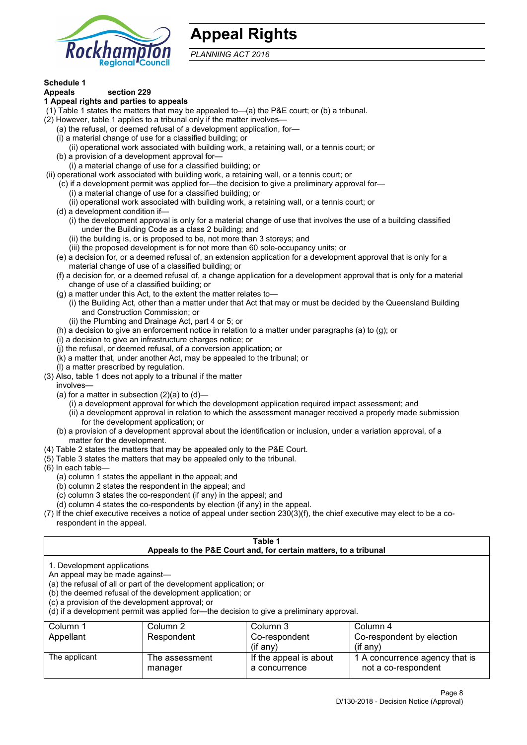# Appeal Rights

*PLANNING ACT 2016*

**Schedule 1**

**Appeals section 229**

**1 Appeal rights and parties to appeals**

(1) Table 1 states the matters that may be appealed to—(a) the P&E court; or (b) a tribunal.

(2) However, table 1 applies to a tribunal only if the matter involves—

(a) the refusal, or deemed refusal of a development application, for—

(i) a material change of use for a classified building; or

(ii) operational work associated with building work, a retaining wall, or a tennis court; or

(b) a provision of a development approval for—

(i) a material change of use for a classified building; or

(ii) operational work associated with building work, a retaining wall, or a tennis court; or

(c) if a development permit was applied for—the decision to give a preliminary approval for—

(i) a material change of use for a classified building; or

(ii) operational work associated with building work, a retaining wall, or a tennis court; or

(d) a development condition if—

(i) the development approval is only for a material change of use that involves the use of a building classified under the Building Code as a class 2 building; and

(ii) the building is, or is proposed to be, not more than 3 storeys; and

(iii) the proposed development is for not more than 60 sole-occupancy units; or

(e) a decision for, or a deemed refusal of, an extension application for a development approval that is only for a material change of use of a classified building; or

(f) a decision for, or a deemed refusal of, a change application for a development approval that is only for a material change of use of a classified building; or

(g) a matter under this Act, to the extent the matter relates to—

(i) the Building Act, other than a matter under that Act that may or must be decided by the Queensland Building and Construction Commission; or

(ii) the Plumbing and Drainage Act, part 4 or 5; or

(h) a decision to give an enforcement notice in relation to a matter under paragraphs (a) to (g); or

(i) a decision to give an infrastructure charges notice; or

(j) the refusal, or deemed refusal, of a conversion application; or

(k) a matter that, under another Act, may be appealed to the tribunal; or

(l) a matter prescribed by regulation.

(3) Also, table 1 does not apply to a tribunal if the matter involves—

(a) for a matter in subsection (2)(a) to (d)—

(i) a development approval for which the development application required impact assessment; and

(ii) a development approval in relation to which the assessment manager received a properly made submission for the development application; or

(b) a provision of a development approval about the identification or inclusion, under a variation approval, of a matter for the development.

(4) Table 2 states the matters that may be appealed only to the P&E Court.

(5) Table 3 states the matters that may be appealed only to the tribunal.

(6) In each table—

(a) column 1 states the appellant in the appeal; and

(b) column 2 states the respondent in the appeal; and

(c) column 3 states the co-respondent (if any) in the appeal; and

(d) column 4 states the co-respondents by election (if any) in the appeal.

(7) If the chief executive receives a notice of appeal under section 230(3)(f), the chief executive may elect to be a co-respondent in the appeal.

**Table 1**
**Appeals to the P&E Court and, for certain matters, to a tribunal**

1. Development applications

An appeal may be made against—

(a) the refusal of all or part of the development application; or

(b) the deemed refusal of the development application; or

(c) a provision of the development approval; or

(d) if a development permit was applied for—the decision to give a preliminary approval.

| Column 1<br>Appellant | Column 2<br>Respondent | Column 3<br>Co-respondent<br>(if any) | Column 4<br>Co-respondent by election<br>(if any) |
|---|---|---|---|
| The applicant | The assessment manager | If the appeal is about a concurrence | 1 A concurrence agency that is not a co-respondent |

D/130-2018 - Decision Notice (Approval)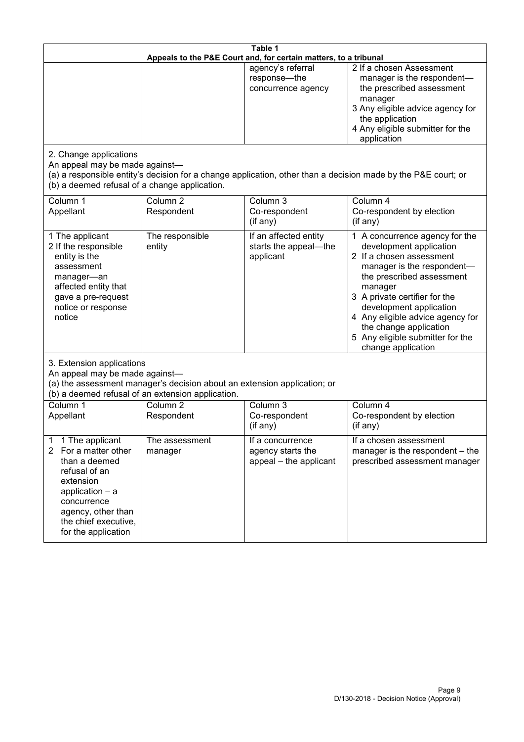**Table 1**
**Appeals to the P&E Court and, for certain matters, to a tribunal**

| | | | |
|---|---|---|---|
| | | agency's referral response—the concurrence agency | 2 If a chosen Assessment manager is the respondent—the prescribed assessment manager<br>3 Any eligible advice agency for the application<br>4 Any eligible submitter for the application |

2. Change applications

An appeal may be made against—
(a) a responsible entity's decision for a change application, other than a decision made by the P&E court; or
(b) a deemed refusal of a change application.

| Column 1<br>Appellant | Column 2<br>Respondent | Column 3<br>Co-respondent<br>(if any) | Column 4<br>Co-respondent by election<br>(if any) |
|---|---|---|---|
| 1 The applicant<br>2 If the responsible entity is the assessment manager—an affected entity that gave a pre-request notice or response notice | The responsible entity | If an affected entity starts the appeal—the applicant | 1 A concurrence agency for the development application<br>2 If a chosen assessment manager is the respondent—the prescribed assessment manager<br>3 A private certifier for the development application<br>4 Any eligible advice agency for the change application<br>5 Any eligible submitter for the change application |

3. Extension applications

An appeal may be made against—
(a) the assessment manager's decision about an extension application; or
(b) a deemed refusal of an extension application.

| Column 1<br>Appellant | Column 2<br>Respondent | Column 3<br>Co-respondent<br>(if any) | Column 4<br>Co-respondent by election<br>(if any) |
|---|---|---|---|
| 1 1 The applicant<br>2 For a matter other than a deemed refusal of an extension application – a concurrence agency, other than the chief executive, for the application | The assessment manager | If a concurrence agency starts the appeal – the applicant | If a chosen assessment manager is the respondent – the prescribed assessment manager |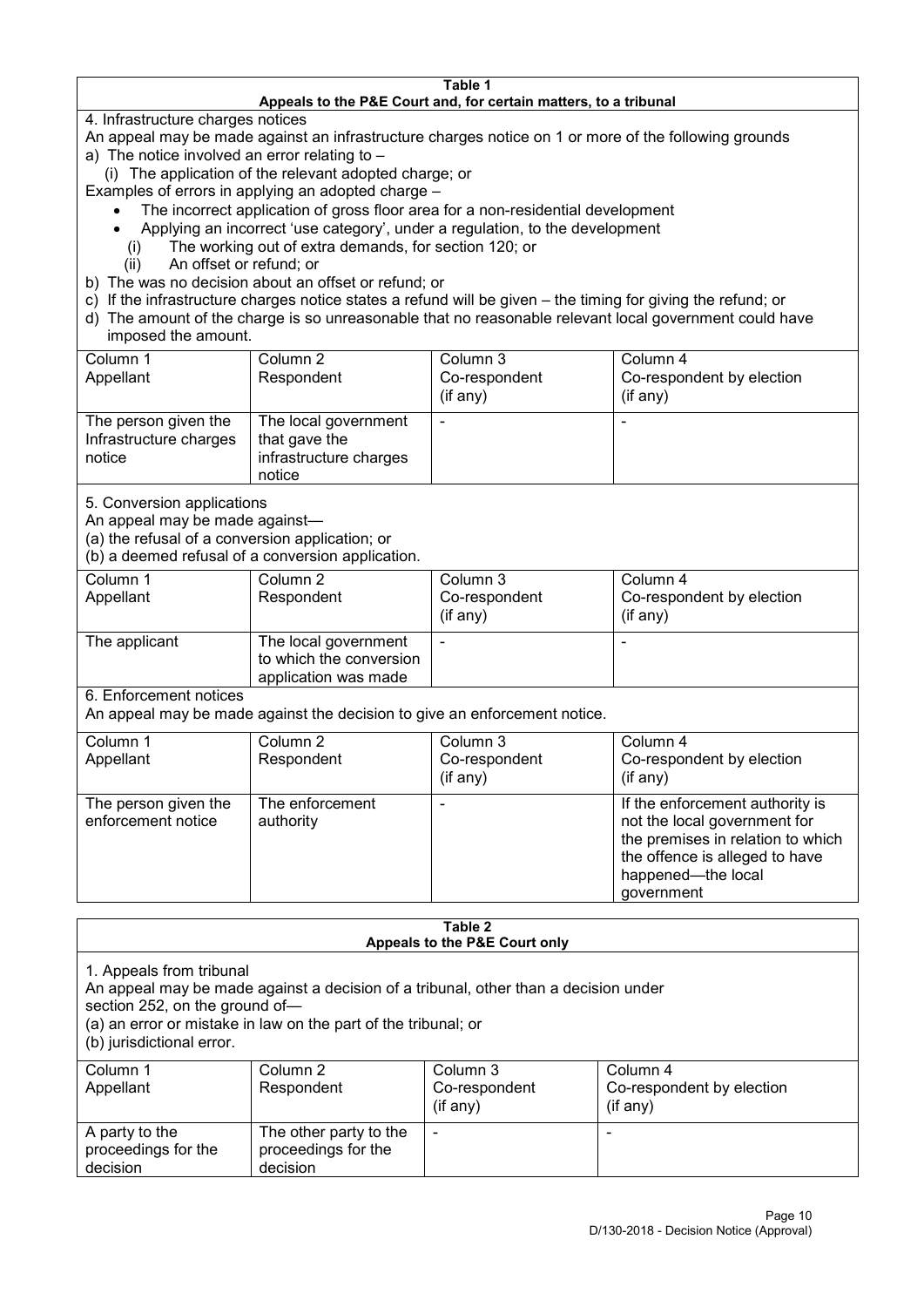**Table 1**
**Appeals to the P&E Court and, for certain matters, to a tribunal**

4. Infrastructure charges notices

An appeal may be made against an infrastructure charges notice on 1 or more of the following grounds

a) The notice involved an error relating to –

(i) The application of the relevant adopted charge; or

Examples of errors in applying an adopted charge –

- The incorrect application of gross floor area for a non-residential development
- Applying an incorrect 'use category', under a regulation, to the development

(i) The working out of extra demands, for section 120; or

(ii) An offset or refund; or

b) The was no decision about an offset or refund; or

c) If the infrastructure charges notice states a refund will be given – the timing for giving the refund; or

d) The amount of the charge is so unreasonable that no reasonable relevant local government could have imposed the amount.

| Column 1<br>Appellant | Column 2<br>Respondent | Column 3<br>Co-respondent<br>(if any) | Column 4<br>Co-respondent by election<br>(if any) |
|---|---|---|---|
| The person given the Infrastructure charges notice | The local government that gave the infrastructure charges notice | - | - |

5. Conversion applications

An appeal may be made against—

(a) the refusal of a conversion application; or

(b) a deemed refusal of a conversion application.

| Column 1<br>Appellant | Column 2<br>Respondent | Column 3<br>Co-respondent<br>(if any) | Column 4<br>Co-respondent by election<br>(if any) |
|---|---|---|---|
| The applicant | The local government to which the conversion application was made | - | - |

6. Enforcement notices

An appeal may be made against the decision to give an enforcement notice.

| Column 1<br>Appellant | Column 2<br>Respondent | Column 3<br>Co-respondent<br>(if any) | Column 4<br>Co-respondent by election<br>(if any) |
|---|---|---|---|
| The person given the enforcement notice | The enforcement authority | - | If the enforcement authority is not the local government for the premises in relation to which the offence is alleged to have happened—the local government |

**Table 2**
**Appeals to the P&E Court only**

1. Appeals from tribunal

An appeal may be made against a decision of a tribunal, other than a decision under section 252, on the ground of—

(a) an error or mistake in law on the part of the tribunal; or

(b) jurisdictional error.

| Column 1<br>Appellant | Column 2<br>Respondent | Column 3<br>Co-respondent<br>(if any) | Column 4<br>Co-respondent by election<br>(if any) |
|---|---|---|---|
| A party to the proceedings for the decision | The other party to the proceedings for the decision | - | - |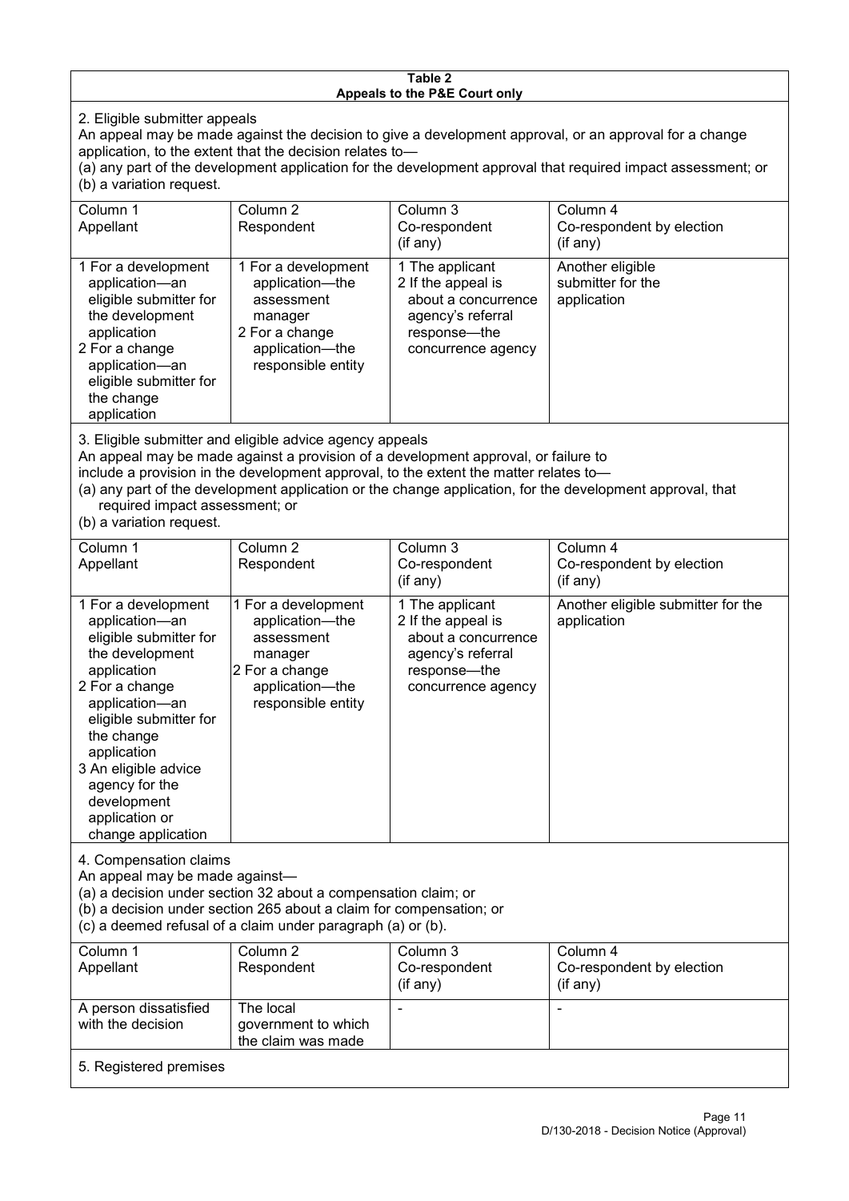**Table 2**
**Appeals to the P&E Court only**

2. Eligible submitter appeals

An appeal may be made against the decision to give a development approval, or an approval for a change application, to the extent that the decision relates to—

(a) any part of the development application for the development approval that required impact assessment; or

(b) a variation request.

| Column 1<br>Appellant | Column 2<br>Respondent | Column 3<br>Co-respondent<br>(if any) | Column 4<br>Co-respondent by election<br>(if any) |
|---|---|---|---|
| 1 For a development application—an eligible submitter for the development application<br>2 For a change application—an eligible submitter for the change application | 1 For a development application—the assessment manager<br>2 For a change application—the responsible entity | 1 The applicant<br>2 If the appeal is about a concurrence agency's referral response—the concurrence agency | Another eligible submitter for the application |

3. Eligible submitter and eligible advice agency appeals

An appeal may be made against a provision of a development approval, or failure to include a provision in the development approval, to the extent the matter relates to—

(a) any part of the development application or the change application, for the development approval, that required impact assessment; or

(b) a variation request.

| Column 1<br>Appellant | Column 2<br>Respondent | Column 3<br>Co-respondent<br>(if any) | Column 4<br>Co-respondent by election<br>(if any) |
|---|---|---|---|
| 1 For a development application—an eligible submitter for the development application<br>2 For a change application—an eligible submitter for the change application<br>3 An eligible advice agency for the development application or change application | 1 For a development application—the assessment manager<br>2 For a change application—the responsible entity | 1 The applicant<br>2 If the appeal is about a concurrence agency's referral response—the concurrence agency | Another eligible submitter for the application |

4. Compensation claims

An appeal may be made against—

(a) a decision under section 32 about a compensation claim; or

(b) a decision under section 265 about a claim for compensation; or

(c) a deemed refusal of a claim under paragraph (a) or (b).

| Column 1<br>Appellant | Column 2<br>Respondent | Column 3<br>Co-respondent<br>(if any) | Column 4<br>Co-respondent by election<br>(if any) |
|---|---|---|---|
| A person dissatisfied with the decision | The local government to which the claim was made | - | - |

5. Registered premises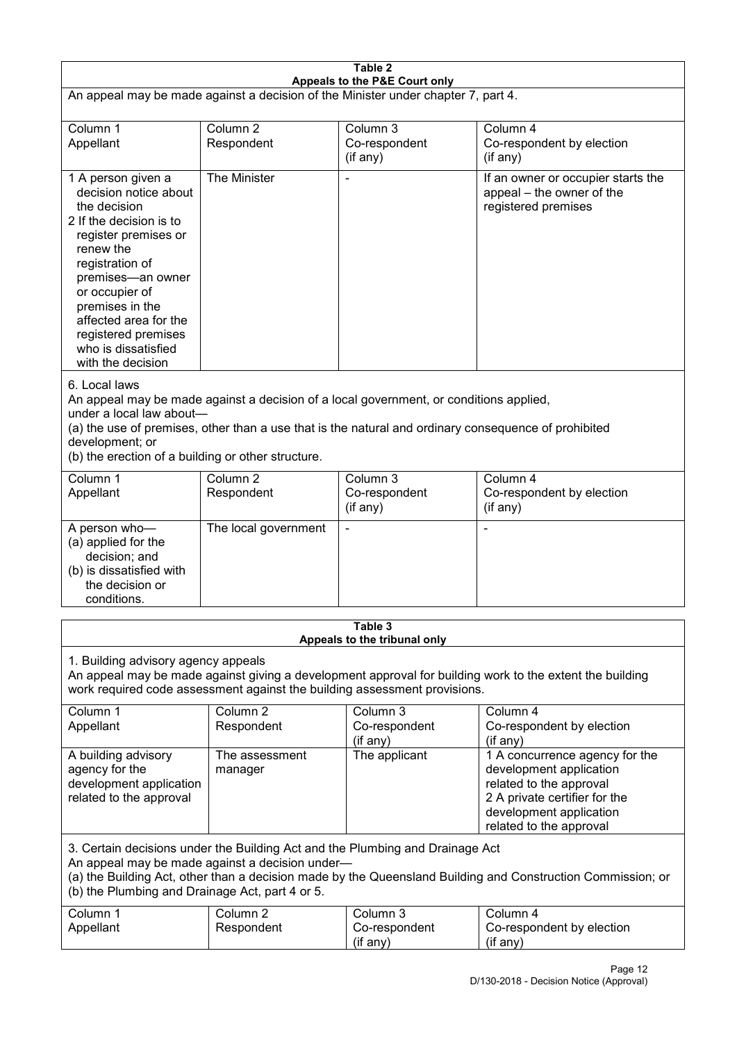**Table 2**
**Appeals to the P&E Court only**

An appeal may be made against a decision of the Minister under chapter 7, part 4.

| Column 1<br>Appellant | Column 2<br>Respondent | Column 3<br>Co-respondent<br>(if any) | Column 4<br>Co-respondent by election<br>(if any) |
|---|---|---|---|
| 1 A person given a decision notice about the decision<br>2 If the decision is to register premises or renew the registration of premises—an owner or occupier of premises in the affected area for the registered premises who is dissatisfied with the decision | The Minister | - | If an owner or occupier starts the appeal – the owner of the registered premises |

6. Local laws

An appeal may be made against a decision of a local government, or conditions applied, under a local law about—

(a) the use of premises, other than a use that is the natural and ordinary consequence of prohibited development; or

(b) the erection of a building or other structure.

| Column 1<br>Appellant | Column 2<br>Respondent | Column 3<br>Co-respondent<br>(if any) | Column 4<br>Co-respondent by election<br>(if any) |
|---|---|---|---|
| A person who—<br>(a) applied for the decision; and<br>(b) is dissatisfied with the decision or conditions. | The local government | - | - |

**Table 3**
**Appeals to the tribunal only**

1. Building advisory agency appeals

An appeal may be made against giving a development approval for building work to the extent the building work required code assessment against the building assessment provisions.

| Column 1<br>Appellant | Column 2<br>Respondent | Column 3<br>Co-respondent<br>(if any) | Column 4<br>Co-respondent by election<br>(if any) |
|---|---|---|---|
| A building advisory agency for the development application related to the approval | The assessment manager | The applicant | 1 A concurrence agency for the development application related to the approval<br>2 A private certifier for the development application related to the approval |

3. Certain decisions under the Building Act and the Plumbing and Drainage Act

An appeal may be made against a decision under—

(a) the Building Act, other than a decision made by the Queensland Building and Construction Commission; or

(b) the Plumbing and Drainage Act, part 4 or 5.

| Column 1<br>Appellant | Column 2<br>Respondent | Column 3<br>Co-respondent<br>(if any) | Column 4<br>Co-respondent by election<br>(if any) |
|---|---|---|---|

D/130-2018 - Decision Notice (Approval)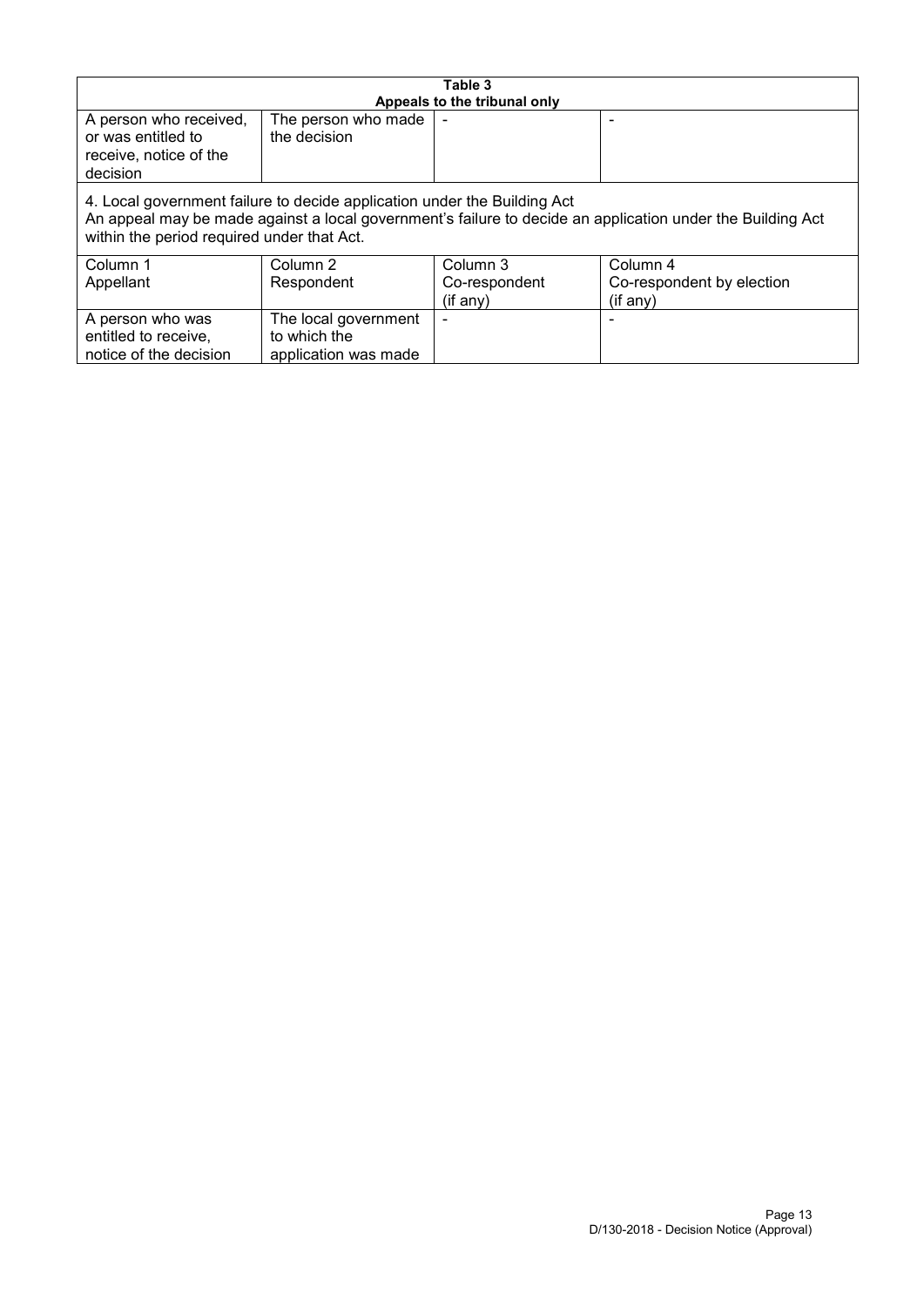| Table 3<br>Appeals to the tribunal only | | | |
|---|---|---|---|
| A person who received, or was entitled to receive, notice of the decision | The person who made the decision | - | - |
| 4. Local government failure to decide application under the Building Act<br>An appeal may be made against a local government's failure to decide an application under the Building Act within the period required under that Act. | | | |
| Column 1<br>Appellant | Column 2<br>Respondent | Column 3<br>Co-respondent (if any) | Column 4<br>Co-respondent by election (if any) |
| A person who was entitled to receive, notice of the decision | The local government to which the application was made | - | - |